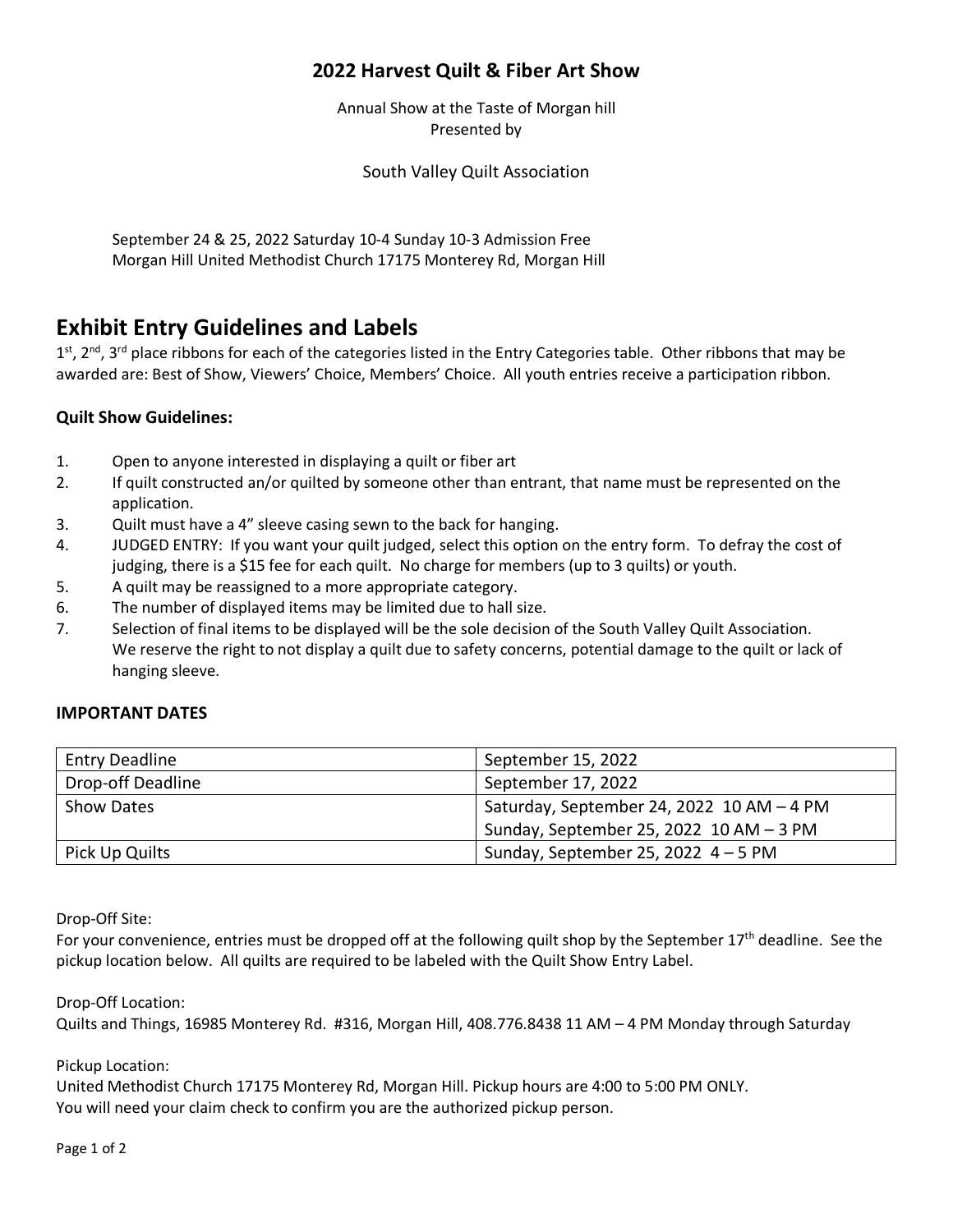## 2022 Harvest Quilt & Fiber Art Show

Annual Show at the Taste of Morgan hill
Presented by

South Valley Quilt Association

September 24 & 25, 2022 Saturday 10-4 Sunday 10-3 Admission Free
Morgan Hill United Methodist Church 17175 Monterey Rd, Morgan Hill

# Exhibit Entry Guidelines and Labels

1st, 2nd, 3rd place ribbons for each of the categories listed in the Entry Categories table. Other ribbons that may be awarded are: Best of Show, Viewers' Choice, Members' Choice. All youth entries receive a participation ribbon.

### Quilt Show Guidelines:

1. Open to anyone interested in displaying a quilt or fiber art
2. If quilt constructed an/or quilted by someone other than entrant, that name must be represented on the application.
3. Quilt must have a 4" sleeve casing sewn to the back for hanging.
4. JUDGED ENTRY: If you want your quilt judged, select this option on the entry form. To defray the cost of judging, there is a $15 fee for each quilt. No charge for members (up to 3 quilts) or youth.
5. A quilt may be reassigned to a more appropriate category.
6. The number of displayed items may be limited due to hall size.
7. Selection of final items to be displayed will be the sole decision of the South Valley Quilt Association. We reserve the right to not display a quilt due to safety concerns, potential damage to the quilt or lack of hanging sleeve.

### IMPORTANT DATES

| | |
|---|---|
| Entry Deadline | September 15, 2022 |
| Drop-off Deadline | September 17, 2022 |
| Show Dates | Saturday, September 24, 2022 10 AM – 4 PM<br>Sunday, September 25, 2022 10 AM – 3 PM |
| Pick Up Quilts | Sunday, September 25, 2022 4 – 5 PM |

Drop-Off Site:
For your convenience, entries must be dropped off at the following quilt shop by the September 17th deadline. See the pickup location below. All quilts are required to be labeled with the Quilt Show Entry Label.

Drop-Off Location:
Quilts and Things, 16985 Monterey Rd. #316, Morgan Hill, 408.776.8438 11 AM – 4 PM Monday through Saturday

Pickup Location:
United Methodist Church 17175 Monterey Rd, Morgan Hill. Pickup hours are 4:00 to 5:00 PM ONLY.
You will need your claim check to confirm you are the authorized pickup person.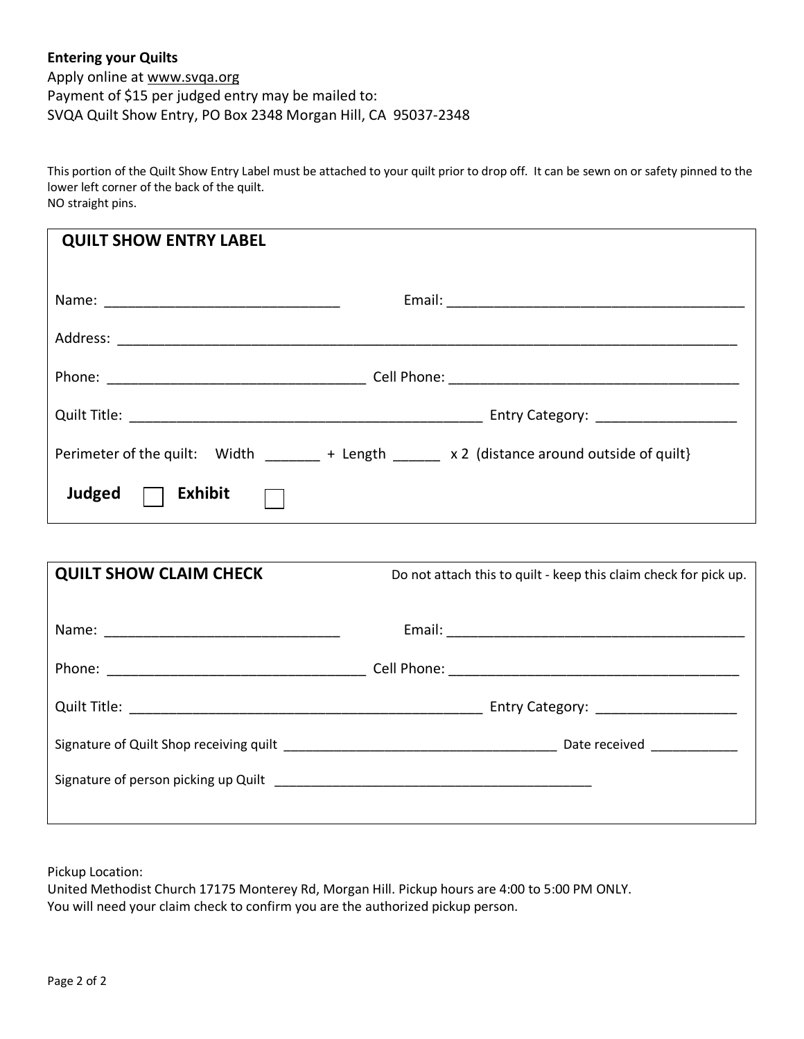**Entering your Quilts**

Apply online at www.svqa.org

Payment of $15 per judged entry may be mailed to:

SVQA Quilt Show Entry, PO Box 2348 Morgan Hill, CA 95037-2348

This portion of the Quilt Show Entry Label must be attached to your quilt prior to drop off. It can be sewn on or safety pinned to the lower left corner of the back of the quilt.

NO straight pins.

## QUILT SHOW ENTRY LABEL

Name: ______________________________ Email: ______________________________________

Address: ____________________________________________________________________________

Phone: _________________________________ Cell Phone: _____________________________________

Quilt Title: ______________________________________________ Entry Category: __________________

Perimeter of the quilt: Width _______ + Length ______ x 2 (distance around outside of quilt}

**Judged** ☐ **Exhibit** ☐

## QUILT SHOW CLAIM CHECK

Do not attach this to quilt - keep this claim check for pick up.

Name: ______________________________ Email: ______________________________________

Phone: _________________________________ Cell Phone: _____________________________________

Quilt Title: ______________________________________________ Entry Category: __________________

Signature of Quilt Shop receiving quilt ____________________________________ Date received ____________

Signature of person picking up Quilt ___________________________________________

Pickup Location:

United Methodist Church 17175 Monterey Rd, Morgan Hill. Pickup hours are 4:00 to 5:00 PM ONLY.

You will need your claim check to confirm you are the authorized pickup person.